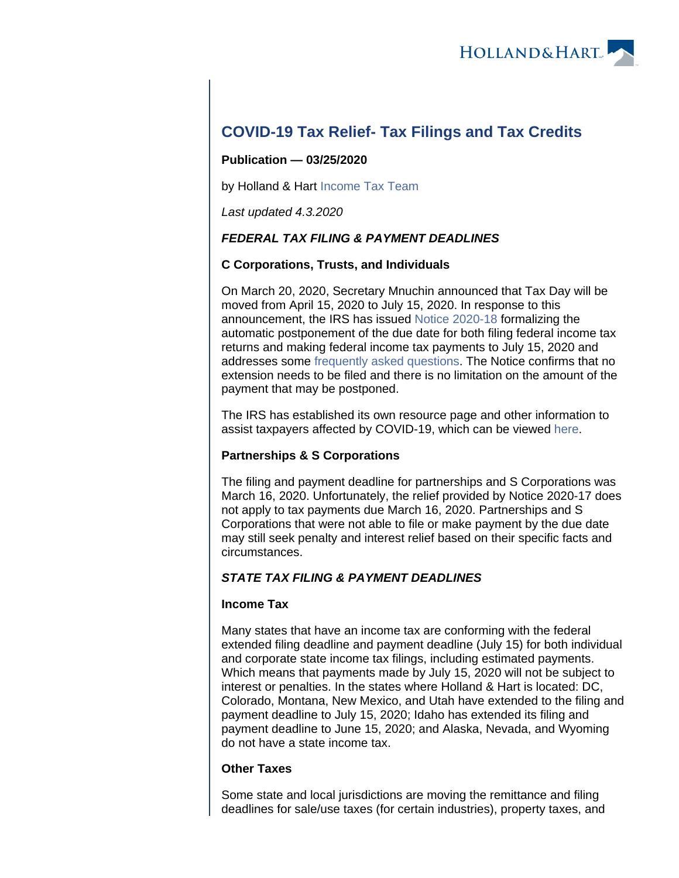# COVID-19 Tax Relief- Tax Filings and Tax Credits

**Publication — 03/25/2020**

by Holland & Hart Income Tax Team

*Last updated 4.3.2020*

***FEDERAL TAX FILING & PAYMENT DEADLINES***

**C Corporations, Trusts, and Individuals**

On March 20, 2020, Secretary Mnuchin announced that Tax Day will be moved from April 15, 2020 to July 15, 2020. In response to this announcement, the IRS has issued Notice 2020-18 formalizing the automatic postponement of the due date for both filing federal income tax returns and making federal income tax payments to July 15, 2020 and addresses some frequently asked questions. The Notice confirms that no extension needs to be filed and there is no limitation on the amount of the payment that may be postponed.

The IRS has established its own resource page and other information to assist taxpayers affected by COVID-19, which can be viewed here.

**Partnerships & S Corporations**

The filing and payment deadline for partnerships and S Corporations was March 16, 2020. Unfortunately, the relief provided by Notice 2020-17 does not apply to tax payments due March 16, 2020. Partnerships and S Corporations that were not able to file or make payment by the due date may still seek penalty and interest relief based on their specific facts and circumstances.

***STATE TAX FILING & PAYMENT DEADLINES***

**Income Tax**

Many states that have an income tax are conforming with the federal extended filing deadline and payment deadline (July 15) for both individual and corporate state income tax filings, including estimated payments. Which means that payments made by July 15, 2020 will not be subject to interest or penalties. In the states where Holland & Hart is located: DC, Colorado, Montana, New Mexico, and Utah have extended to the filing and payment deadline to July 15, 2020; Idaho has extended its filing and payment deadline to June 15, 2020; and Alaska, Nevada, and Wyoming do not have a state income tax.

**Other Taxes**

Some state and local jurisdictions are moving the remittance and filing deadlines for sale/use taxes (for certain industries), property taxes, and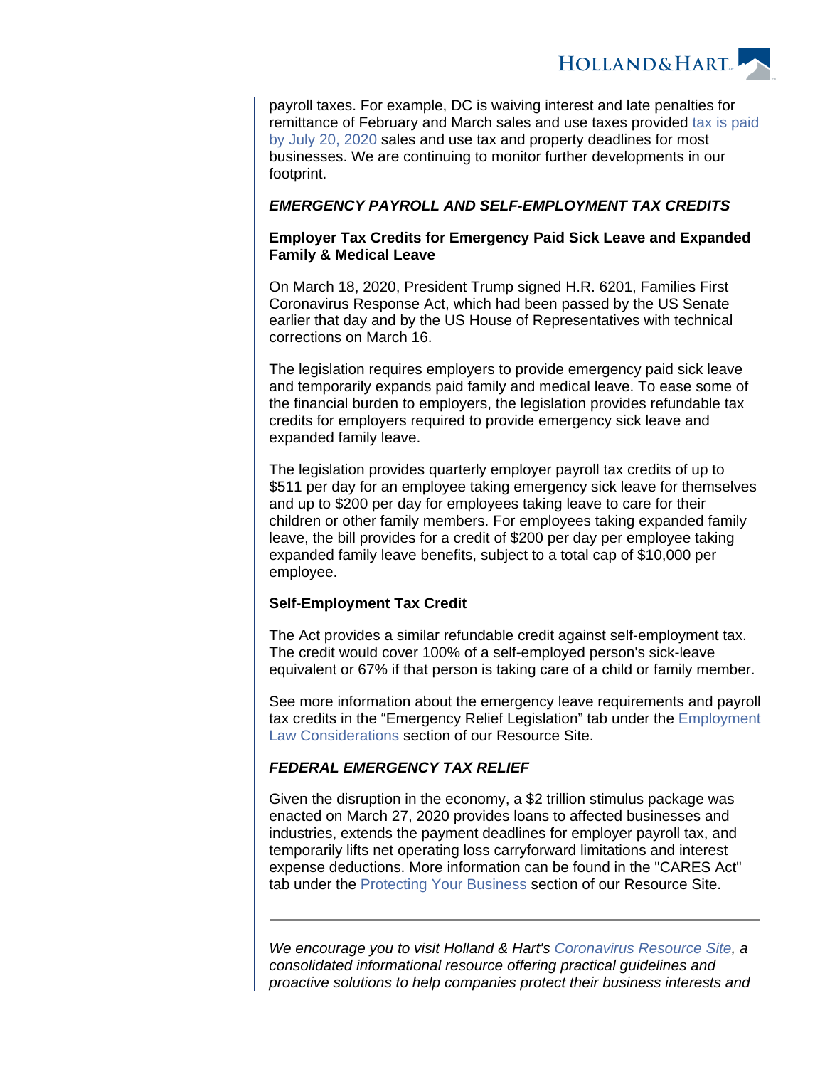payroll taxes. For example, DC is waiving interest and late penalties for remittance of February and March sales and use taxes provided tax is paid by July 20, 2020 sales and use tax and property deadlines for most businesses. We are continuing to monitor further developments in our footprint.

***EMERGENCY PAYROLL AND SELF-EMPLOYMENT TAX CREDITS***

**Employer Tax Credits for Emergency Paid Sick Leave and Expanded Family & Medical Leave**

On March 18, 2020, President Trump signed H.R. 6201, Families First Coronavirus Response Act, which had been passed by the US Senate earlier that day and by the US House of Representatives with technical corrections on March 16.

The legislation requires employers to provide emergency paid sick leave and temporarily expands paid family and medical leave. To ease some of the financial burden to employers, the legislation provides refundable tax credits for employers required to provide emergency sick leave and expanded family leave.

The legislation provides quarterly employer payroll tax credits of up to $511 per day for an employee taking emergency sick leave for themselves and up to $200 per day for employees taking leave to care for their children or other family members. For employees taking expanded family leave, the bill provides for a credit of $200 per day per employee taking expanded family leave benefits, subject to a total cap of $10,000 per employee.

**Self-Employment Tax Credit**

The Act provides a similar refundable credit against self-employment tax. The credit would cover 100% of a self-employed person's sick-leave equivalent or 67% if that person is taking care of a child or family member.

See more information about the emergency leave requirements and payroll tax credits in the “Emergency Relief Legislation” tab under the Employment Law Considerations section of our Resource Site.

***FEDERAL EMERGENCY TAX RELIEF***

Given the disruption in the economy, a $2 trillion stimulus package was enacted on March 27, 2020 provides loans to affected businesses and industries, extends the payment deadlines for employer payroll tax, and temporarily lifts net operating loss carryforward limitations and interest expense deductions. More information can be found in the "CARES Act" tab under the Protecting Your Business section of our Resource Site.

---

*We encourage you to visit Holland & Hart's Coronavirus Resource Site, a consolidated informational resource offering practical guidelines and proactive solutions to help companies protect their business interests and*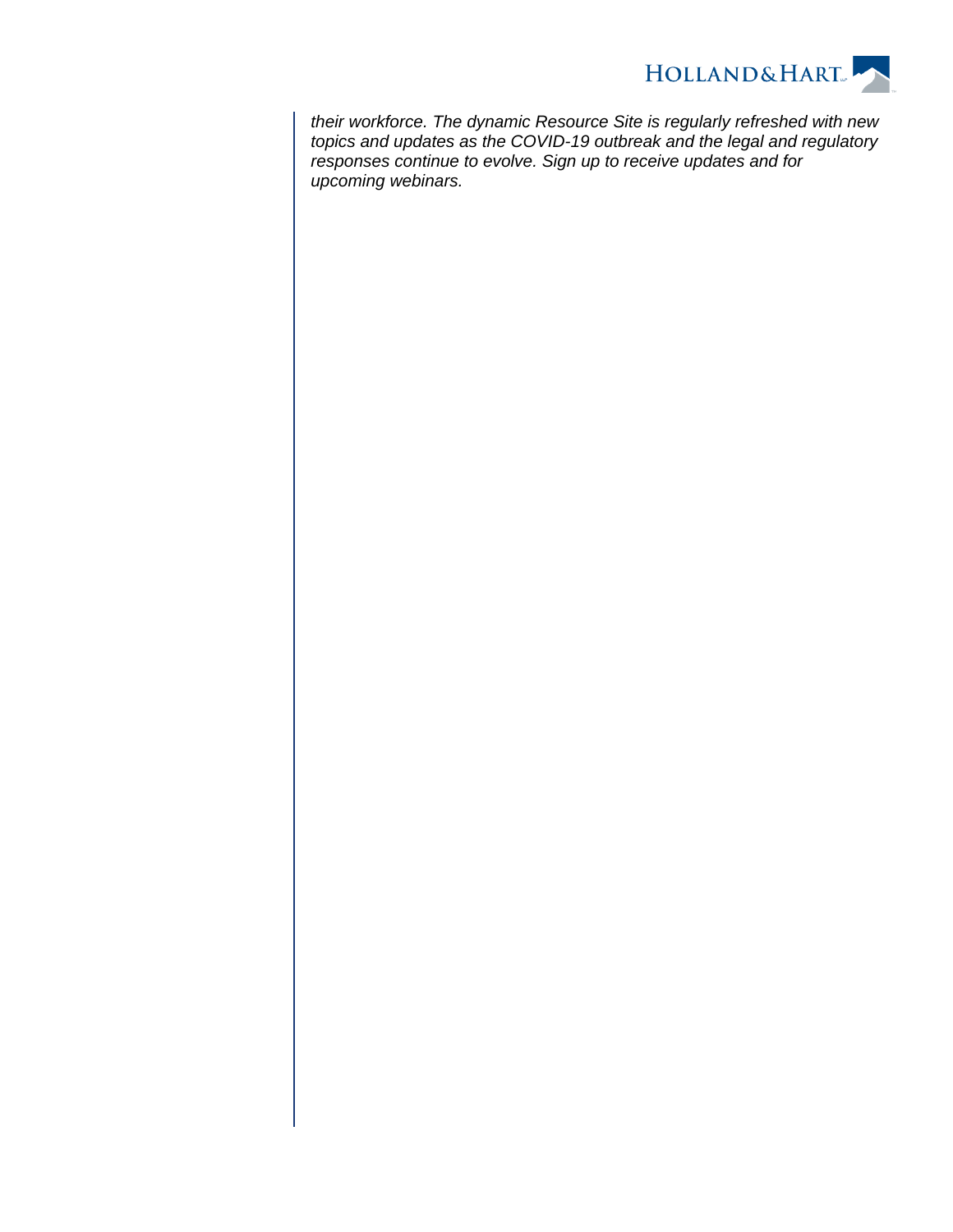*their workforce. The dynamic Resource Site is regularly refreshed with new topics and updates as the COVID-19 outbreak and the legal and regulatory responses continue to evolve. Sign up to receive updates and for upcoming webinars.*